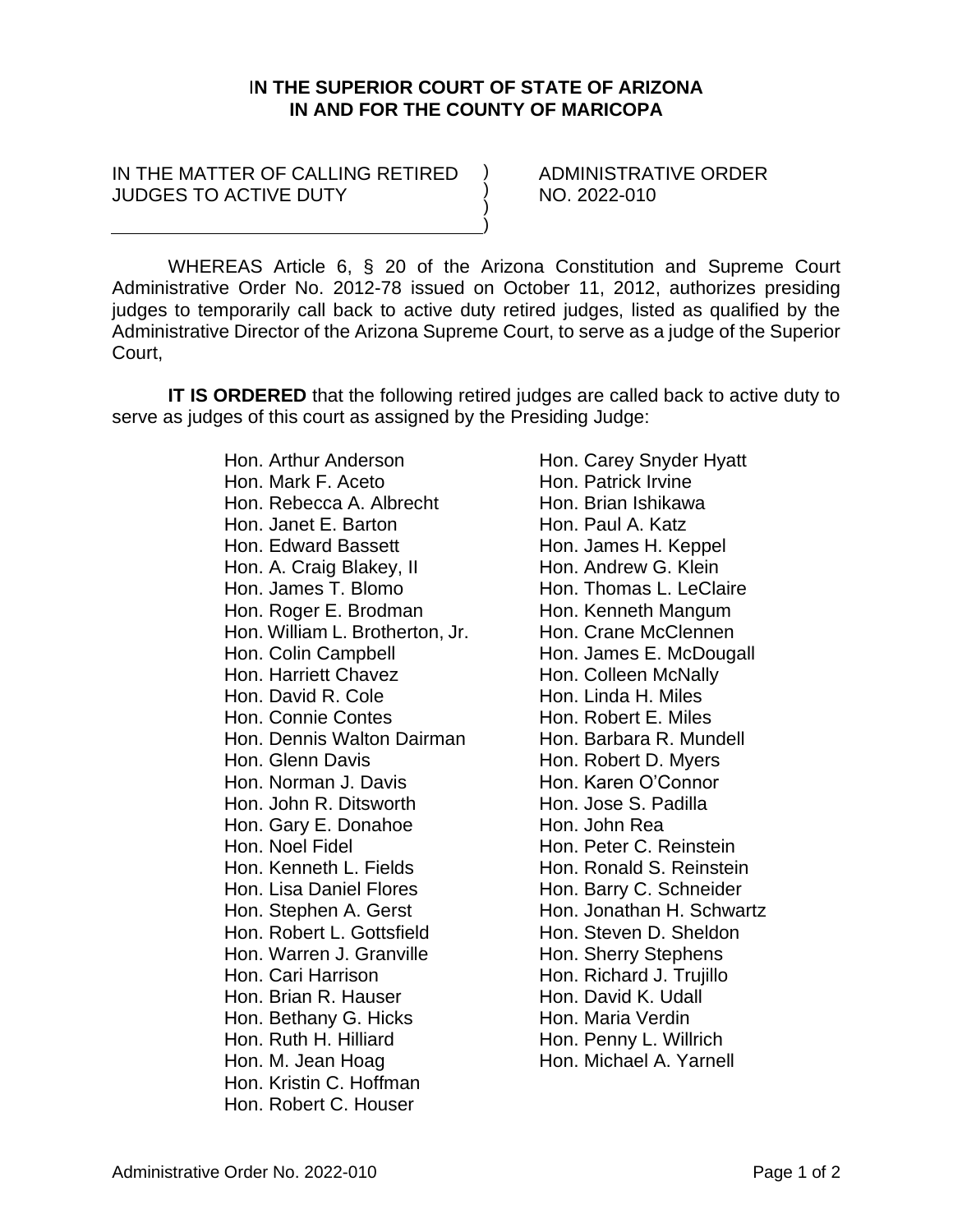**IN THE SUPERIOR COURT OF STATE OF ARIZONA**
**IN AND FOR THE COUNTY OF MARICOPA**

IN THE MATTER OF CALLING RETIRED JUDGES TO ACTIVE DUTY

ADMINISTRATIVE ORDER NO. 2022-010

WHEREAS Article 6, § 20 of the Arizona Constitution and Supreme Court Administrative Order No. 2012-78 issued on October 11, 2012, authorizes presiding judges to temporarily call back to active duty retired judges, listed as qualified by the Administrative Director of the Arizona Supreme Court, to serve as a judge of the Superior Court,

**IT IS ORDERED** that the following retired judges are called back to active duty to serve as judges of this court as assigned by the Presiding Judge:

Hon. Arthur Anderson
Hon. Mark F. Aceto
Hon. Rebecca A. Albrecht
Hon. Janet E. Barton
Hon. Edward Bassett
Hon. A. Craig Blakey, II
Hon. James T. Blomo
Hon. Roger E. Brodman
Hon. William L. Brotherton, Jr.
Hon. Colin Campbell
Hon. Harriett Chavez
Hon. David R. Cole
Hon. Connie Contes
Hon. Dennis Walton Dairman
Hon. Glenn Davis
Hon. Norman J. Davis
Hon. John R. Ditsworth
Hon. Gary E. Donahoe
Hon. Noel Fidel
Hon. Kenneth L. Fields
Hon. Lisa Daniel Flores
Hon. Stephen A. Gerst
Hon. Robert L. Gottsfield
Hon. Warren J. Granville
Hon. Cari Harrison
Hon. Brian R. Hauser
Hon. Bethany G. Hicks
Hon. Ruth H. Hilliard
Hon. M. Jean Hoag
Hon. Kristin C. Hoffman
Hon. Robert C. Houser
Hon. Carey Snyder Hyatt
Hon. Patrick Irvine
Hon. Brian Ishikawa
Hon. Paul A. Katz
Hon. James H. Keppel
Hon. Andrew G. Klein
Hon. Thomas L. LeClaire
Hon. Kenneth Mangum
Hon. Crane McClennen
Hon. James E. McDougall
Hon. Colleen McNally
Hon. Linda H. Miles
Hon. Robert E. Miles
Hon. Barbara R. Mundell
Hon. Robert D. Myers
Hon. Karen O'Connor
Hon. Jose S. Padilla
Hon. John Rea
Hon. Peter C. Reinstein
Hon. Ronald S. Reinstein
Hon. Barry C. Schneider
Hon. Jonathan H. Schwartz
Hon. Steven D. Sheldon
Hon. Sherry Stephens
Hon. Richard J. Trujillo
Hon. David K. Udall
Hon. Maria Verdin
Hon. Penny L. Willrich
Hon. Michael A. Yarnell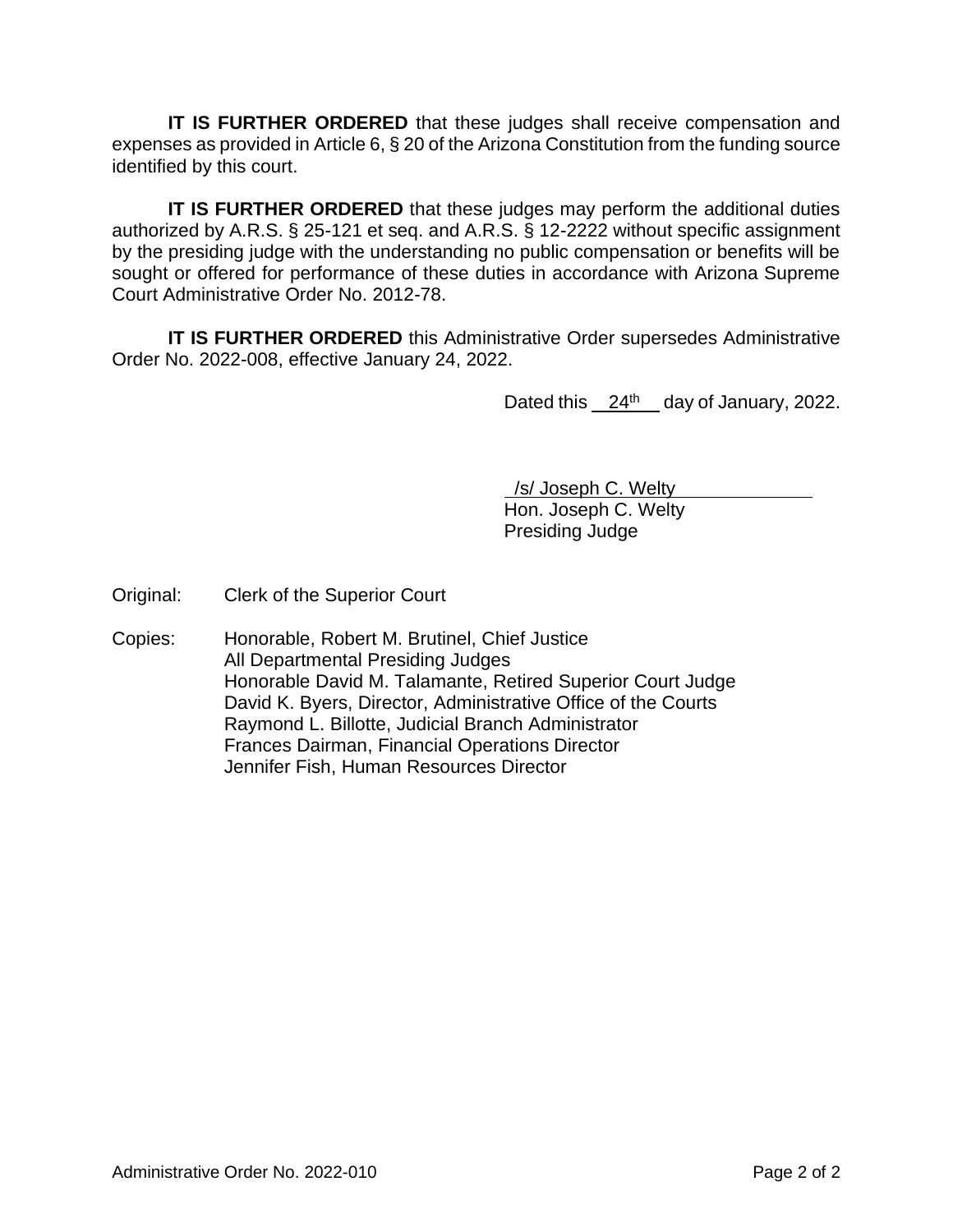**IT IS FURTHER ORDERED** that these judges shall receive compensation and expenses as provided in Article 6, § 20 of the Arizona Constitution from the funding source identified by this court.

**IT IS FURTHER ORDERED** that these judges may perform the additional duties authorized by A.R.S. § 25-121 et seq. and A.R.S. § 12-2222 without specific assignment by the presiding judge with the understanding no public compensation or benefits will be sought or offered for performance of these duties in accordance with Arizona Supreme Court Administrative Order No. 2012-78.

**IT IS FURTHER ORDERED** this Administrative Order supersedes Administrative Order No. 2022-008, effective January 24, 2022.

Dated this 24th day of January, 2022.

/s/ Joseph C. Welty
Hon. Joseph C. Welty
Presiding Judge

Original: Clerk of the Superior Court

Copies: Honorable, Robert M. Brutinel, Chief Justice
All Departmental Presiding Judges
Honorable David M. Talamante, Retired Superior Court Judge
David K. Byers, Director, Administrative Office of the Courts
Raymond L. Billotte, Judicial Branch Administrator
Frances Dairman, Financial Operations Director
Jennifer Fish, Human Resources Director